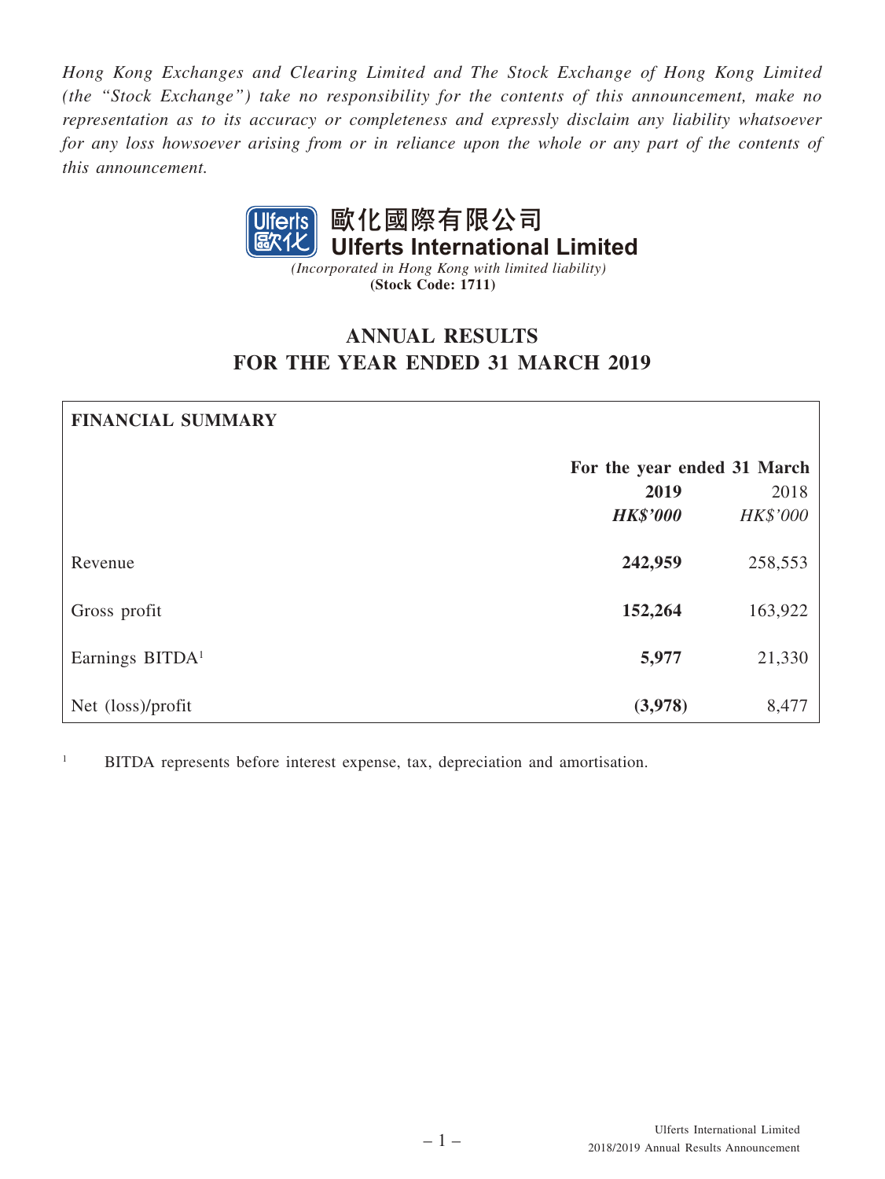*Hong Kong Exchanges and Clearing Limited and The Stock Exchange of Hong Kong Limited (the "Stock Exchange") take no responsibility for the contents of this announcement, make no representation as to its accuracy or completeness and expressly disclaim any liability whatsoever for any loss howsoever arising from or in reliance upon the whole or any part of the contents of this announcement.*

**歐化國際有限公司**
**Ulferts International Limited**
*(Incorporated in Hong Kong with limited liability)*
**(Stock Code: 1711)**

# ANNUAL RESULTS
# FOR THE YEAR ENDED 31 MARCH 2019

**FINANCIAL SUMMARY**

| | For the year ended 31 March | |
|---|---|---|
| | **2019** | 2018 |
| | ***HK$'000*** | *HK$'000* |
| Revenue | **242,959** | 258,553 |
| Gross profit | **152,264** | 163,922 |
| Earnings BITDA[1] | **5,977** | 21,330 |
| Net (loss)/profit | **(3,978)** | 8,477 |

[1] BITDA represents before interest expense, tax, depreciation and amortisation.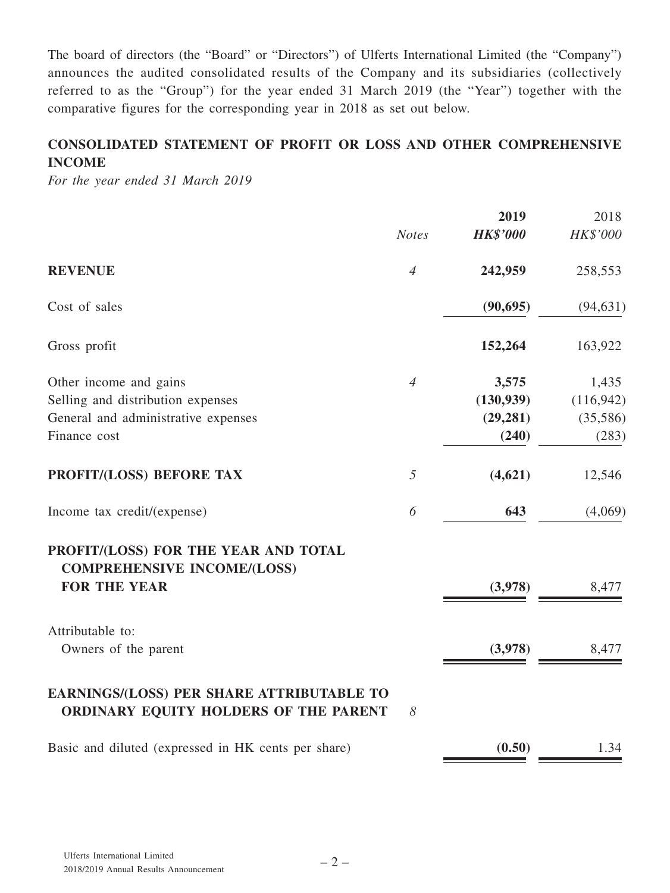The board of directors (the "Board" or "Directors") of Ulferts International Limited (the "Company") announces the audited consolidated results of the Company and its subsidiaries (collectively referred to as the "Group") for the year ended 31 March 2019 (the "Year") together with the comparative figures for the corresponding year in 2018 as set out below.

## CONSOLIDATED STATEMENT OF PROFIT OR LOSS AND OTHER COMPREHENSIVE INCOME

*For the year ended 31 March 2019*

| | *Notes* | **2019** | 2018 |
|---|---|---|---|
| | | ***HK$'000*** | *HK$'000* |
| **REVENUE** | *4* | **242,959** | 258,553 |
| Cost of sales | | **(90,695)** | (94,631) |
| Gross profit | | **152,264** | 163,922 |
| Other income and gains | *4* | **3,575** | 1,435 |
| Selling and distribution expenses | | **(130,939)** | (116,942) |
| General and administrative expenses | | **(29,281)** | (35,586) |
| Finance cost | | **(240)** | (283) |
| **PROFIT/(LOSS) BEFORE TAX** | *5* | **(4,621)** | 12,546 |
| Income tax credit/(expense) | *6* | **643** | (4,069) |
| **PROFIT/(LOSS) FOR THE YEAR AND TOTAL COMPREHENSIVE INCOME/(LOSS) FOR THE YEAR** | | **(3,978)** | 8,477 |
| Attributable to: | | | |
| Owners of the parent | | **(3,978)** | 8,477 |
| **EARNINGS/(LOSS) PER SHARE ATTRIBUTABLE TO ORDINARY EQUITY HOLDERS OF THE PARENT** | *8* | | |
| Basic and diluted (expressed in HK cents per share) | | **(0.50)** | 1.34 |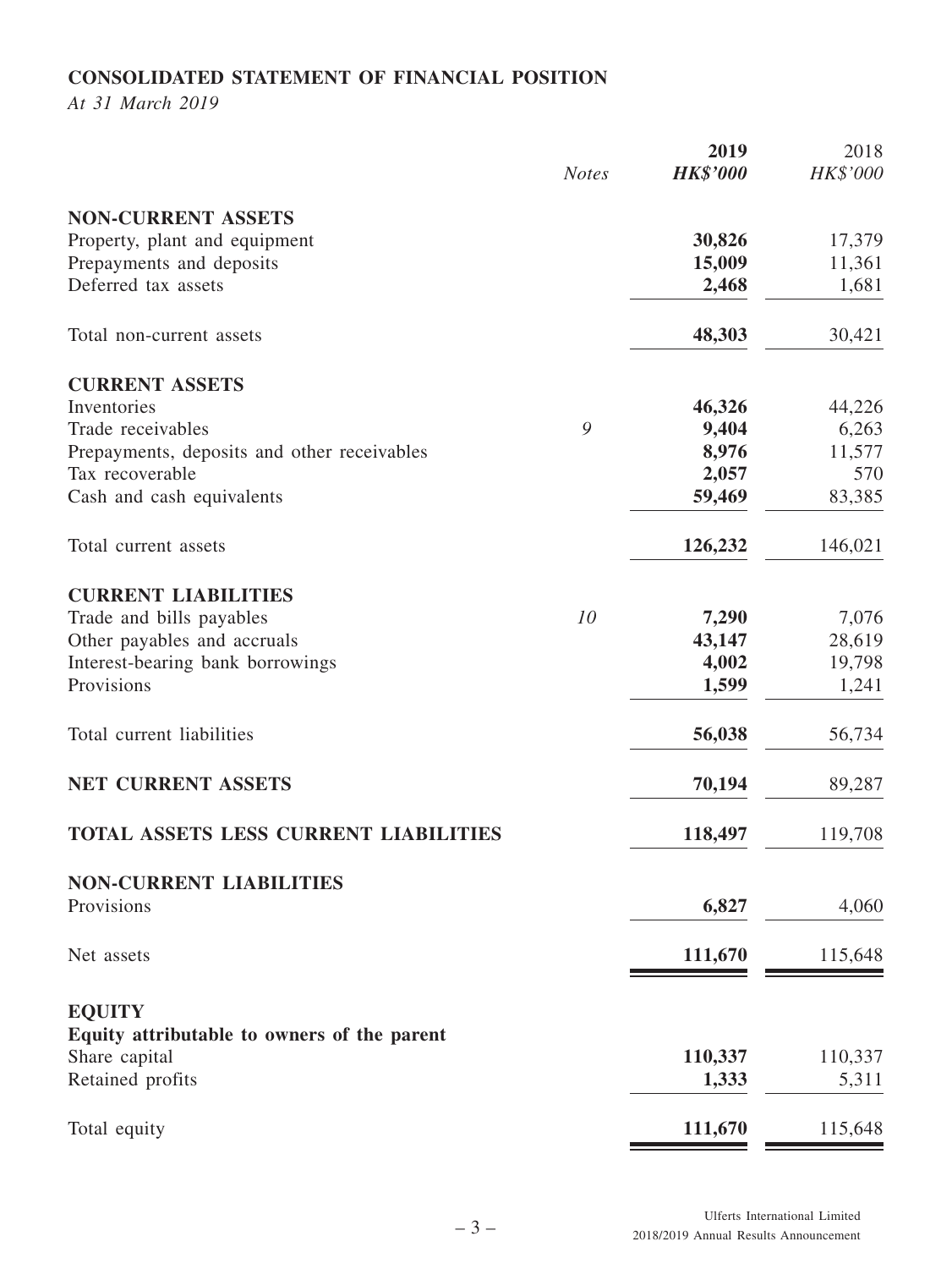## CONSOLIDATED STATEMENT OF FINANCIAL POSITION

*At 31 March 2019*

| | *Notes* | **2019** **HK$'000** | 2018 HK$'000 |
|---|---|---|---|
| **NON-CURRENT ASSETS** | | | |
| Property, plant and equipment | | **30,826** | 17,379 |
| Prepayments and deposits | | **15,009** | 11,361 |
| Deferred tax assets | | **2,468** | 1,681 |
| Total non-current assets | | **48,303** | 30,421 |
| **CURRENT ASSETS** | | | |
| Inventories | | **46,326** | 44,226 |
| Trade receivables | 9 | **9,404** | 6,263 |
| Prepayments, deposits and other receivables | | **8,976** | 11,577 |
| Tax recoverable | | **2,057** | 570 |
| Cash and cash equivalents | | **59,469** | 83,385 |
| Total current assets | | **126,232** | 146,021 |
| **CURRENT LIABILITIES** | | | |
| Trade and bills payables | 10 | **7,290** | 7,076 |
| Other payables and accruals | | **43,147** | 28,619 |
| Interest-bearing bank borrowings | | **4,002** | 19,798 |
| Provisions | | **1,599** | 1,241 |
| Total current liabilities | | **56,038** | 56,734 |
| **NET CURRENT ASSETS** | | **70,194** | 89,287 |
| **TOTAL ASSETS LESS CURRENT LIABILITIES** | | **118,497** | 119,708 |
| **NON-CURRENT LIABILITIES** | | | |
| Provisions | | **6,827** | 4,060 |
| Net assets | | **111,670** | 115,648 |
| **EQUITY** | | | |
| **Equity attributable to owners of the parent** | | | |
| Share capital | | **110,337** | 110,337 |
| Retained profits | | **1,333** | 5,311 |
| Total equity | | **111,670** | 115,648 |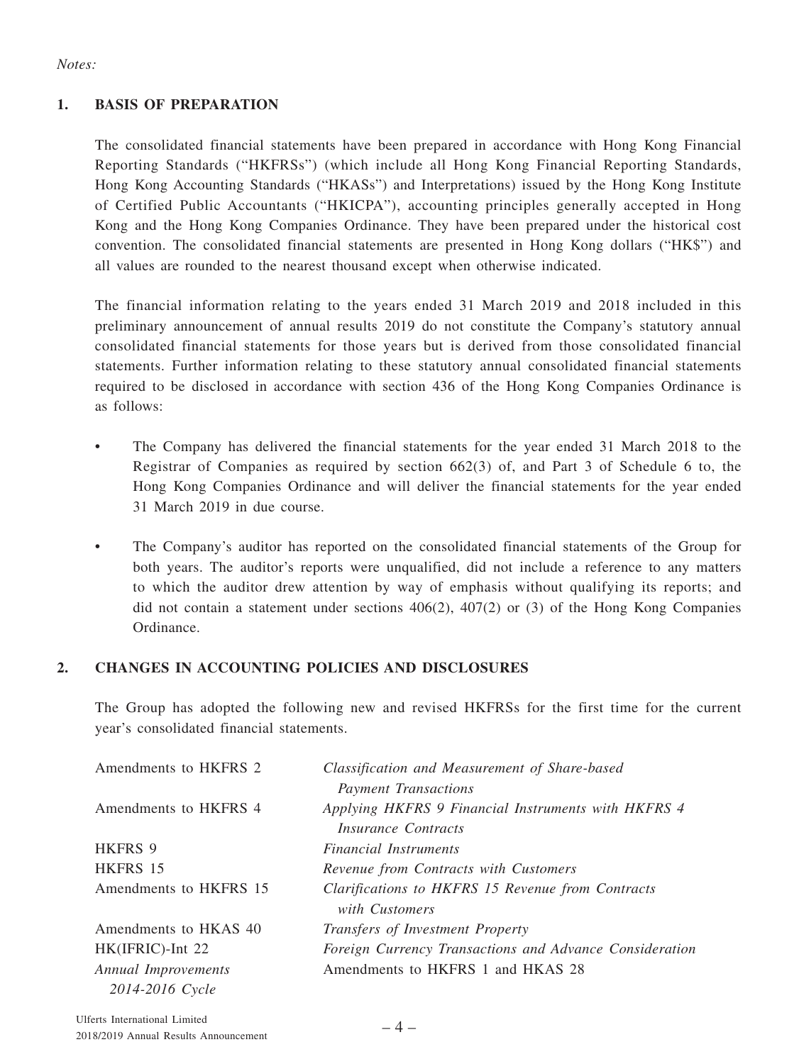*Notes:*

## 1. BASIS OF PREPARATION

The consolidated financial statements have been prepared in accordance with Hong Kong Financial Reporting Standards ("HKFRSs") (which include all Hong Kong Financial Reporting Standards, Hong Kong Accounting Standards ("HKASs") and Interpretations) issued by the Hong Kong Institute of Certified Public Accountants ("HKICPA"), accounting principles generally accepted in Hong Kong and the Hong Kong Companies Ordinance. They have been prepared under the historical cost convention. The consolidated financial statements are presented in Hong Kong dollars ("HK$") and all values are rounded to the nearest thousand except when otherwise indicated.

The financial information relating to the years ended 31 March 2019 and 2018 included in this preliminary announcement of annual results 2019 do not constitute the Company's statutory annual consolidated financial statements for those years but is derived from those consolidated financial statements. Further information relating to these statutory annual consolidated financial statements required to be disclosed in accordance with section 436 of the Hong Kong Companies Ordinance is as follows:

- The Company has delivered the financial statements for the year ended 31 March 2018 to the Registrar of Companies as required by section 662(3) of, and Part 3 of Schedule 6 to, the Hong Kong Companies Ordinance and will deliver the financial statements for the year ended 31 March 2019 in due course.
- The Company's auditor has reported on the consolidated financial statements of the Group for both years. The auditor's reports were unqualified, did not include a reference to any matters to which the auditor drew attention by way of emphasis without qualifying its reports; and did not contain a statement under sections 406(2), 407(2) or (3) of the Hong Kong Companies Ordinance.

## 2. CHANGES IN ACCOUNTING POLICIES AND DISCLOSURES

The Group has adopted the following new and revised HKFRSs for the first time for the current year's consolidated financial statements.

| | |
|---|---|
| Amendments to HKFRS 2 | *Classification and Measurement of Share-based Payment Transactions* |
| Amendments to HKFRS 4 | *Applying HKFRS 9 Financial Instruments with HKFRS 4 Insurance Contracts* |
| HKFRS 9 | *Financial Instruments* |
| HKFRS 15 | *Revenue from Contracts with Customers* |
| Amendments to HKFRS 15 | *Clarifications to HKFRS 15 Revenue from Contracts with Customers* |
| Amendments to HKAS 40 | *Transfers of Investment Property* |
| HK(IFRIC)-Int 22 | *Foreign Currency Transactions and Advance Consideration* |
| *Annual Improvements 2014-2016 Cycle* | Amendments to HKFRS 1 and HKAS 28 |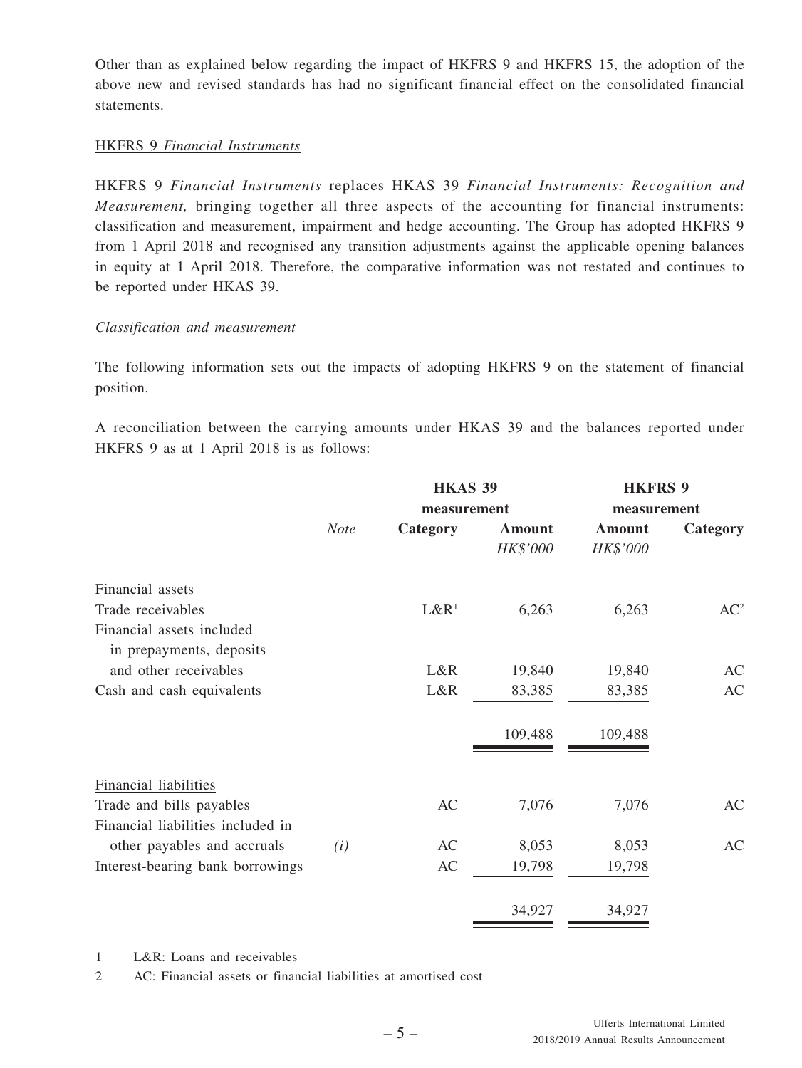Other than as explained below regarding the impact of HKFRS 9 and HKFRS 15, the adoption of the above new and revised standards has had no significant financial effect on the consolidated financial statements.

HKFRS 9 *Financial Instruments*

HKFRS 9 *Financial Instruments* replaces HKAS 39 *Financial Instruments: Recognition and Measurement,* bringing together all three aspects of the accounting for financial instruments: classification and measurement, impairment and hedge accounting. The Group has adopted HKFRS 9 from 1 April 2018 and recognised any transition adjustments against the applicable opening balances in equity at 1 April 2018. Therefore, the comparative information was not restated and continues to be reported under HKAS 39.

*Classification and measurement*

The following information sets out the impacts of adopting HKFRS 9 on the statement of financial position.

A reconciliation between the carrying amounts under HKAS 39 and the balances reported under HKFRS 9 as at 1 April 2018 is as follows:

| | | **HKAS 39 measurement** | | **HKFRS 9 measurement** | |
|---|---|---|---|---|---|
| | *Note* | **Category** | **Amount** *HK$'000* | **Amount** *HK$'000* | **Category** |
| Financial assets | | | | | |
| Trade receivables | | L&R[1] | 6,263 | 6,263 | AC[2] |
| Financial assets included in prepayments, deposits and other receivables | | L&R | 19,840 | 19,840 | AC |
| Cash and cash equivalents | | L&R | 83,385 | 83,385 | AC |
| | | | 109,488 | 109,488 | |
| Financial liabilities | | | | | |
| Trade and bills payables | | AC | 7,076 | 7,076 | AC |
| Financial liabilities included in other payables and accruals | *(i)* | AC | 8,053 | 8,053 | AC |
| Interest-bearing bank borrowings | | AC | 19,798 | 19,798 | |
| | | | 34,927 | 34,927 | |

1 L&R: Loans and receivables

2 AC: Financial assets or financial liabilities at amortised cost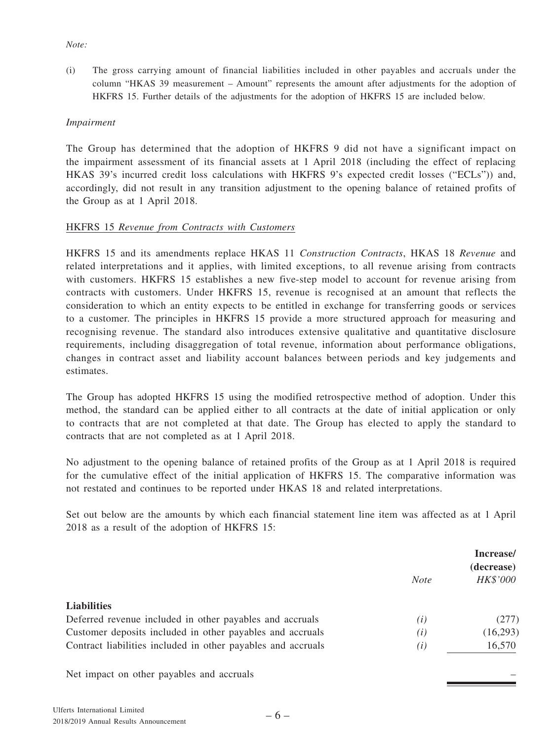*Note:*

(i) The gross carrying amount of financial liabilities included in other payables and accruals under the column "HKAS 39 measurement – Amount" represents the amount after adjustments for the adoption of HKFRS 15. Further details of the adjustments for the adoption of HKFRS 15 are included below.

*Impairment*

The Group has determined that the adoption of HKFRS 9 did not have a significant impact on the impairment assessment of its financial assets at 1 April 2018 (including the effect of replacing HKAS 39's incurred credit loss calculations with HKFRS 9's expected credit losses ("ECLs")) and, accordingly, did not result in any transition adjustment to the opening balance of retained profits of the Group as at 1 April 2018.

HKFRS 15 *Revenue from Contracts with Customers*

HKFRS 15 and its amendments replace HKAS 11 *Construction Contracts*, HKAS 18 *Revenue* and related interpretations and it applies, with limited exceptions, to all revenue arising from contracts with customers. HKFRS 15 establishes a new five-step model to account for revenue arising from contracts with customers. Under HKFRS 15, revenue is recognised at an amount that reflects the consideration to which an entity expects to be entitled in exchange for transferring goods or services to a customer. The principles in HKFRS 15 provide a more structured approach for measuring and recognising revenue. The standard also introduces extensive qualitative and quantitative disclosure requirements, including disaggregation of total revenue, information about performance obligations, changes in contract asset and liability account balances between periods and key judgements and estimates.

The Group has adopted HKFRS 15 using the modified retrospective method of adoption. Under this method, the standard can be applied either to all contracts at the date of initial application or only to contracts that are not completed at that date. The Group has elected to apply the standard to contracts that are not completed as at 1 April 2018.

No adjustment to the opening balance of retained profits of the Group as at 1 April 2018 is required for the cumulative effect of the initial application of HKFRS 15. The comparative information was not restated and continues to be reported under HKAS 18 and related interpretations.

Set out below are the amounts by which each financial statement line item was affected as at 1 April 2018 as a result of the adoption of HKFRS 15:

| | *Note* | **Increase/ (decrease)** *HK$'000* |
|---|---|---|
| **Liabilities** | | |
| Deferred revenue included in other payables and accruals | *(i)* | (277) |
| Customer deposits included in other payables and accruals | *(i)* | (16,293) |
| Contract liabilities included in other payables and accruals | *(i)* | 16,570 |
| Net impact on other payables and accruals | | – |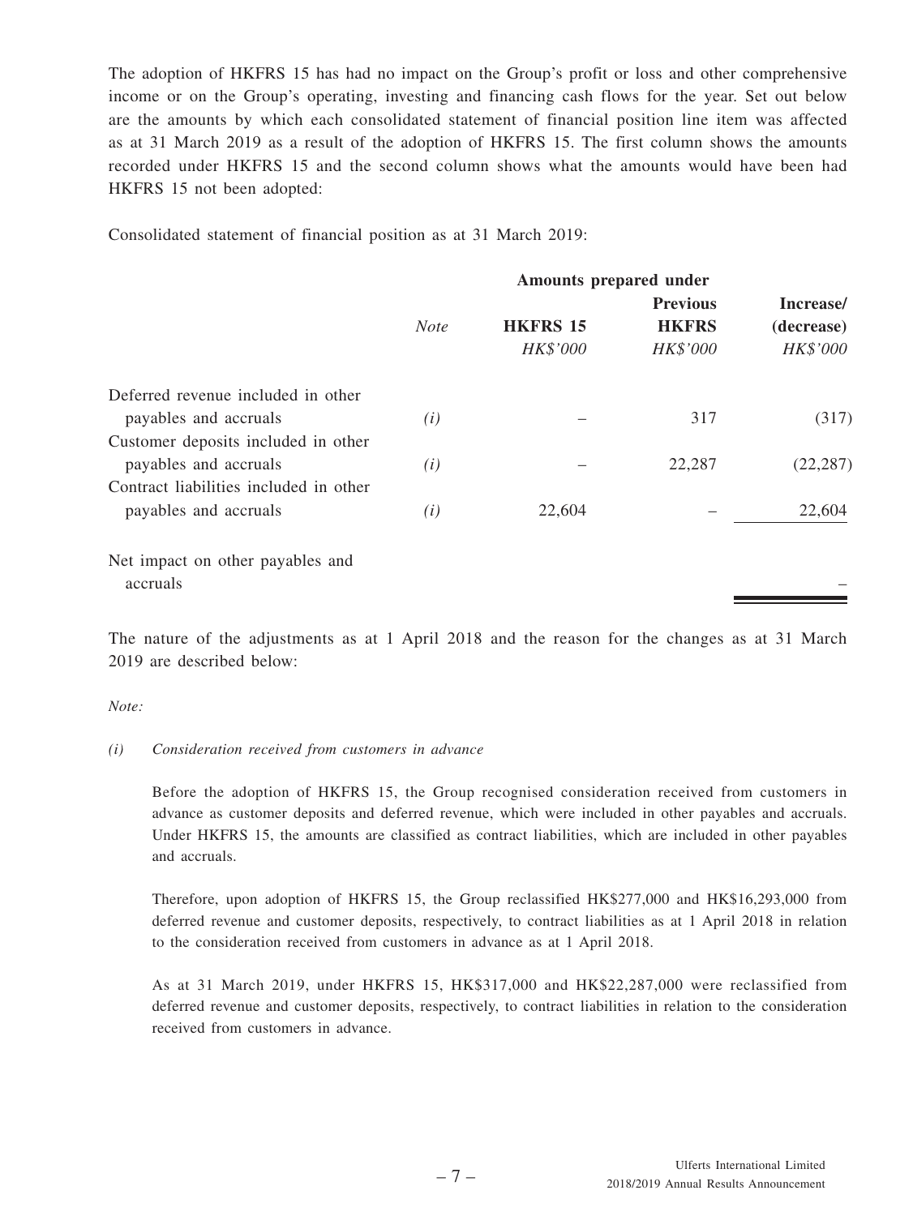The adoption of HKFRS 15 has had no impact on the Group's profit or loss and other comprehensive income or on the Group's operating, investing and financing cash flows for the year. Set out below are the amounts by which each consolidated statement of financial position line item was affected as at 31 March 2019 as a result of the adoption of HKFRS 15. The first column shows the amounts recorded under HKFRS 15 and the second column shows what the amounts would have been had HKFRS 15 not been adopted:

Consolidated statement of financial position as at 31 March 2019:

| | | Amounts prepared under | | |
|---|---|---|---|---|
| | *Note* | **HKFRS 15** *HK\$'000* | **Previous HKFRS** *HK\$'000* | **Increase/ (decrease)** *HK\$'000* |
| Deferred revenue included in other payables and accruals | *(i)* | – | 317 | (317) |
| Customer deposits included in other payables and accruals | *(i)* | – | 22,287 | (22,287) |
| Contract liabilities included in other payables and accruals | *(i)* | 22,604 | – | 22,604 |
| Net impact on other payables and accruals | | | | – |

The nature of the adjustments as at 1 April 2018 and the reason for the changes as at 31 March 2019 are described below:

*Note:*

*(i) Consideration received from customers in advance*

Before the adoption of HKFRS 15, the Group recognised consideration received from customers in advance as customer deposits and deferred revenue, which were included in other payables and accruals. Under HKFRS 15, the amounts are classified as contract liabilities, which are included in other payables and accruals.

Therefore, upon adoption of HKFRS 15, the Group reclassified HK\$277,000 and HK\$16,293,000 from deferred revenue and customer deposits, respectively, to contract liabilities as at 1 April 2018 in relation to the consideration received from customers in advance as at 1 April 2018.

As at 31 March 2019, under HKFRS 15, HK\$317,000 and HK\$22,287,000 were reclassified from deferred revenue and customer deposits, respectively, to contract liabilities in relation to the consideration received from customers in advance.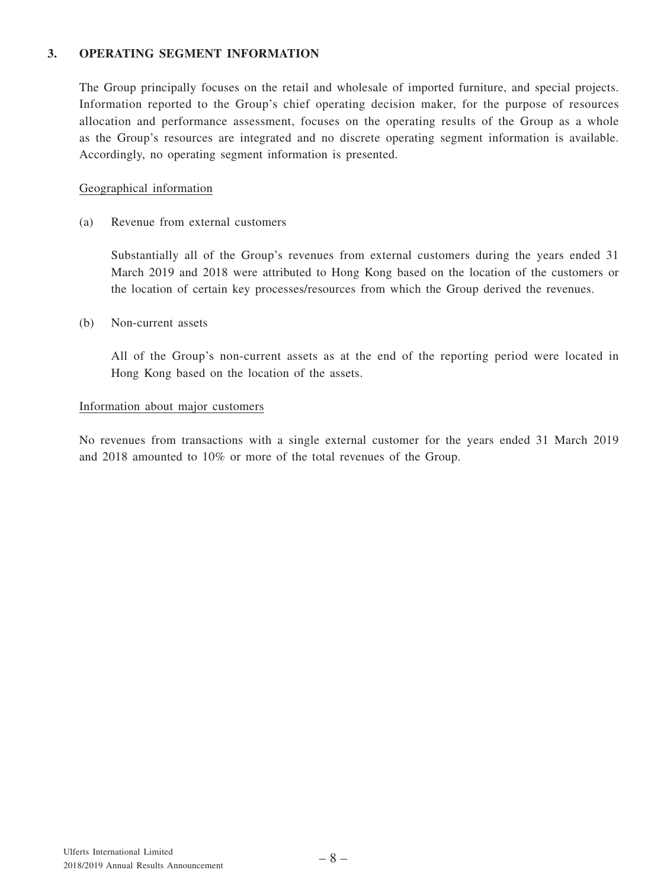## 3. OPERATING SEGMENT INFORMATION

The Group principally focuses on the retail and wholesale of imported furniture, and special projects. Information reported to the Group's chief operating decision maker, for the purpose of resources allocation and performance assessment, focuses on the operating results of the Group as a whole as the Group's resources are integrated and no discrete operating segment information is available. Accordingly, no operating segment information is presented.

### Geographical information

(a) Revenue from external customers

Substantially all of the Group's revenues from external customers during the years ended 31 March 2019 and 2018 were attributed to Hong Kong based on the location of the customers or the location of certain key processes/resources from which the Group derived the revenues.

(b) Non-current assets

All of the Group's non-current assets as at the end of the reporting period were located in Hong Kong based on the location of the assets.

### Information about major customers

No revenues from transactions with a single external customer for the years ended 31 March 2019 and 2018 amounted to 10% or more of the total revenues of the Group.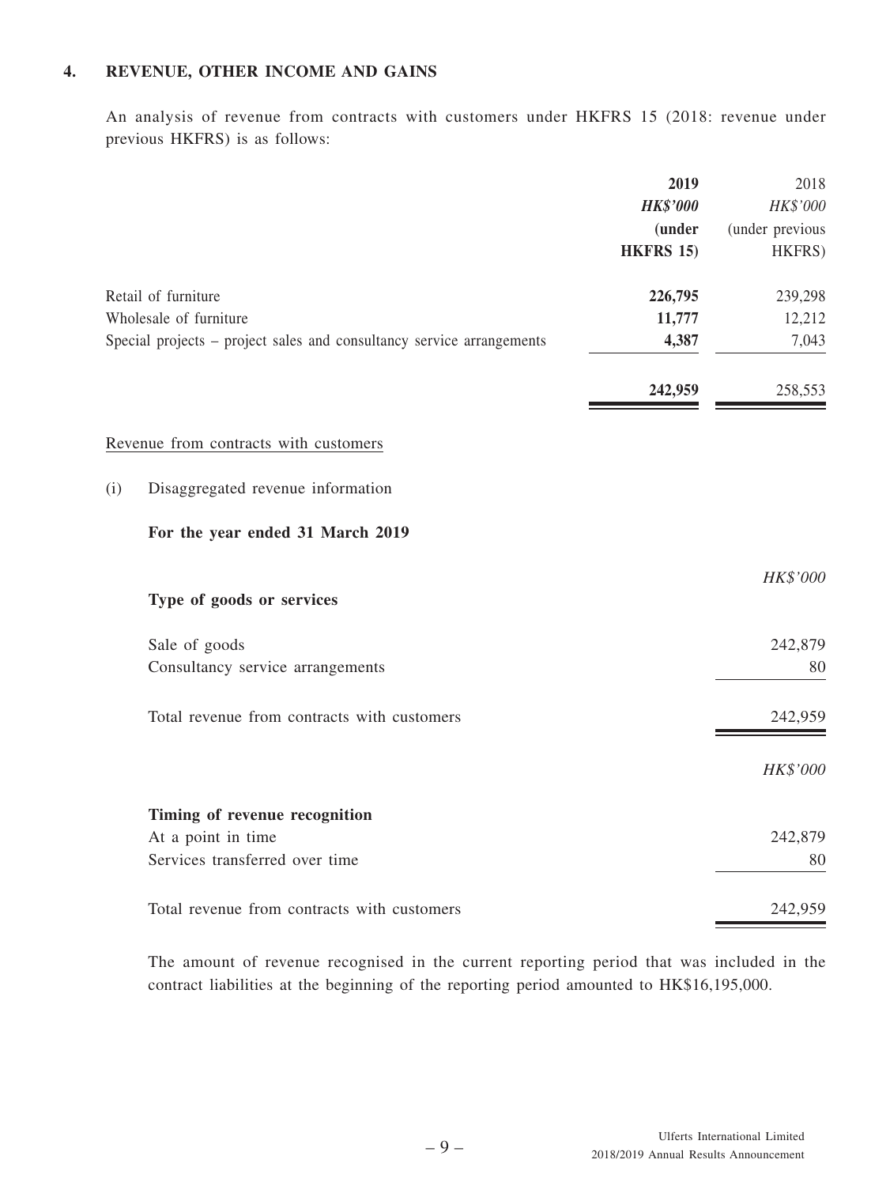## 4. REVENUE, OTHER INCOME AND GAINS

An analysis of revenue from contracts with customers under HKFRS 15 (2018: revenue under previous HKFRS) is as follows:

| | **2019** | 2018 |
|---|---|---|
| | ***HK$'000*** | *HK$'000* |
| | **(under HKFRS 15)** | (under previous HKFRS) |
| Retail of furniture | **226,795** | 239,298 |
| Wholesale of furniture | **11,777** | 12,212 |
| Special projects – project sales and consultancy service arrangements | **4,387** | 7,043 |
| | **242,959** | 258,553 |

Revenue from contracts with customers

(i) Disaggregated revenue information

**For the year ended 31 March 2019**

| **Type of goods or services** | *HK$'000* |
|---|---|
| Sale of goods | 242,879 |
| Consultancy service arrangements | 80 |
| Total revenue from contracts with customers | 242,959 |

| **Timing of revenue recognition** | *HK$'000* |
|---|---|
| At a point in time | 242,879 |
| Services transferred over time | 80 |
| Total revenue from contracts with customers | 242,959 |

The amount of revenue recognised in the current reporting period that was included in the contract liabilities at the beginning of the reporting period amounted to HK$16,195,000.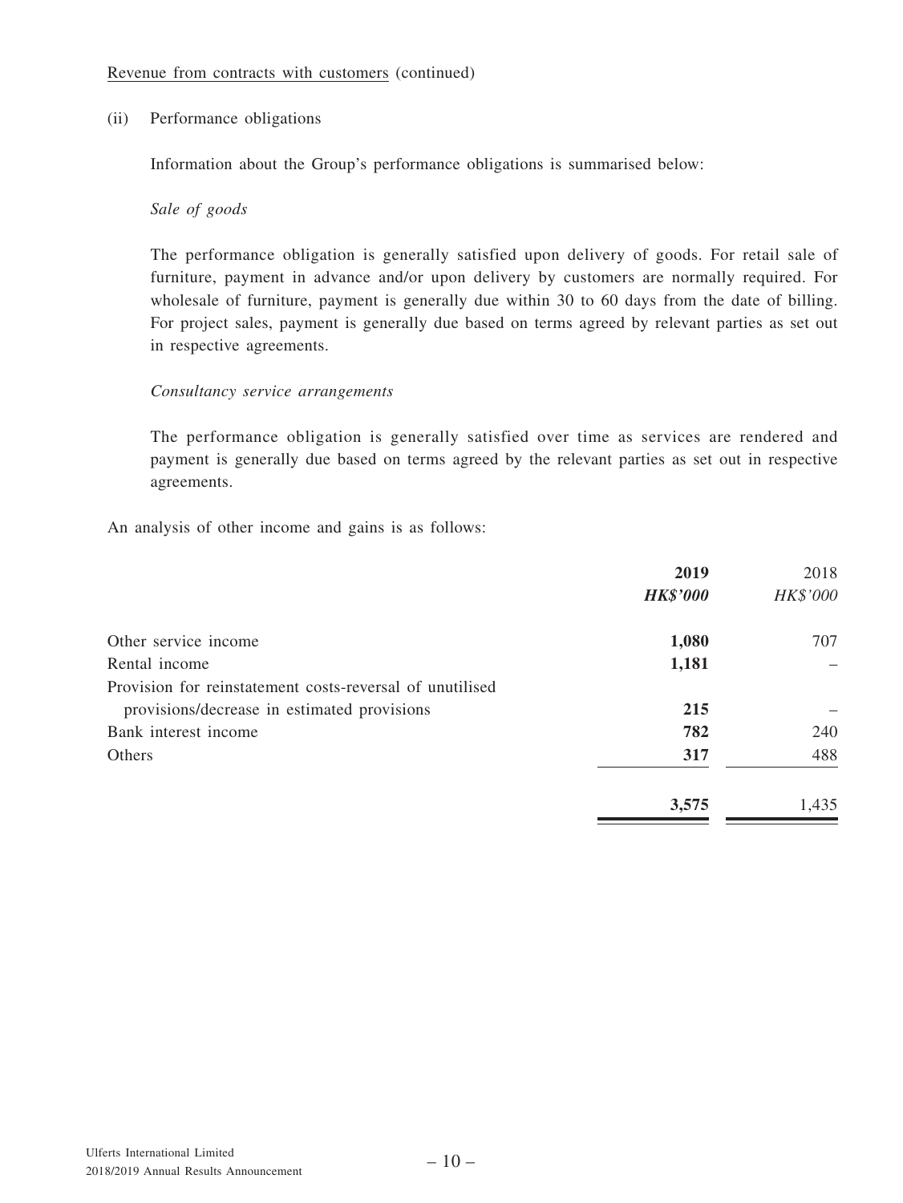Revenue from contracts with customers (continued)

(ii) Performance obligations

Information about the Group's performance obligations is summarised below:

*Sale of goods*

The performance obligation is generally satisfied upon delivery of goods. For retail sale of furniture, payment in advance and/or upon delivery by customers are normally required. For wholesale of furniture, payment is generally due within 30 to 60 days from the date of billing. For project sales, payment is generally due based on terms agreed by relevant parties as set out in respective agreements.

*Consultancy service arrangements*

The performance obligation is generally satisfied over time as services are rendered and payment is generally due based on terms agreed by the relevant parties as set out in respective agreements.

An analysis of other income and gains is as follows:

| | **2019** | 2018 |
|---|---|---|
| | ***HK$'000*** | *HK$'000* |
| Other service income | **1,080** | 707 |
| Rental income | **1,181** | – |
| Provision for reinstatement costs-reversal of unutilised provisions/decrease in estimated provisions | **215** | – |
| Bank interest income | **782** | 240 |
| Others | **317** | 488 |
| | **3,575** | 1,435 |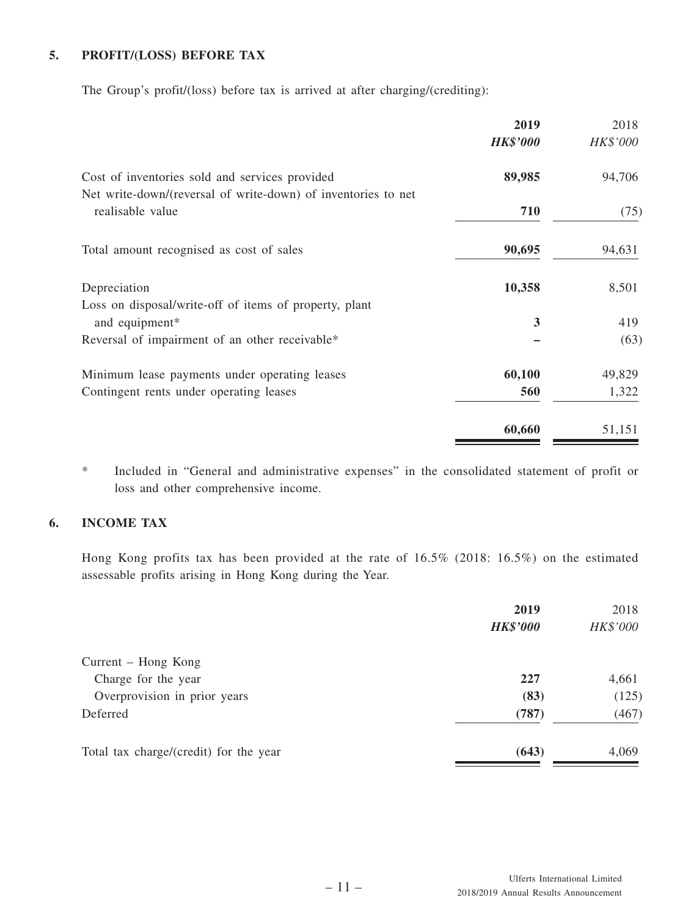## 5. PROFIT/(LOSS) BEFORE TAX

The Group's profit/(loss) before tax is arrived at after charging/(crediting):

| | **2019** | 2018 |
|---|---|---|
| | ***HK$'000*** | *HK$'000* |
| Cost of inventories sold and services provided | **89,985** | 94,706 |
| Net write-down/(reversal of write-down) of inventories to net realisable value | **710** | (75) |
| Total amount recognised as cost of sales | **90,695** | 94,631 |
| Depreciation | **10,358** | 8,501 |
| Loss on disposal/write-off of items of property, plant and equipment* | **3** | 419 |
| Reversal of impairment of an other receivable* | **–** | (63) |
| Minimum lease payments under operating leases | **60,100** | 49,829 |
| Contingent rents under operating leases | **560** | 1,322 |
| | **60,660** | 51,151 |

\* Included in "General and administrative expenses" in the consolidated statement of profit or loss and other comprehensive income.

## 6. INCOME TAX

Hong Kong profits tax has been provided at the rate of 16.5% (2018: 16.5%) on the estimated assessable profits arising in Hong Kong during the Year.

| | **2019** | 2018 |
|---|---|---|
| | ***HK$'000*** | *HK$'000* |
| Current – Hong Kong | | |
| Charge for the year | **227** | 4,661 |
| Overprovision in prior years | **(83)** | (125) |
| Deferred | **(787)** | (467) |
| Total tax charge/(credit) for the year | **(643)** | 4,069 |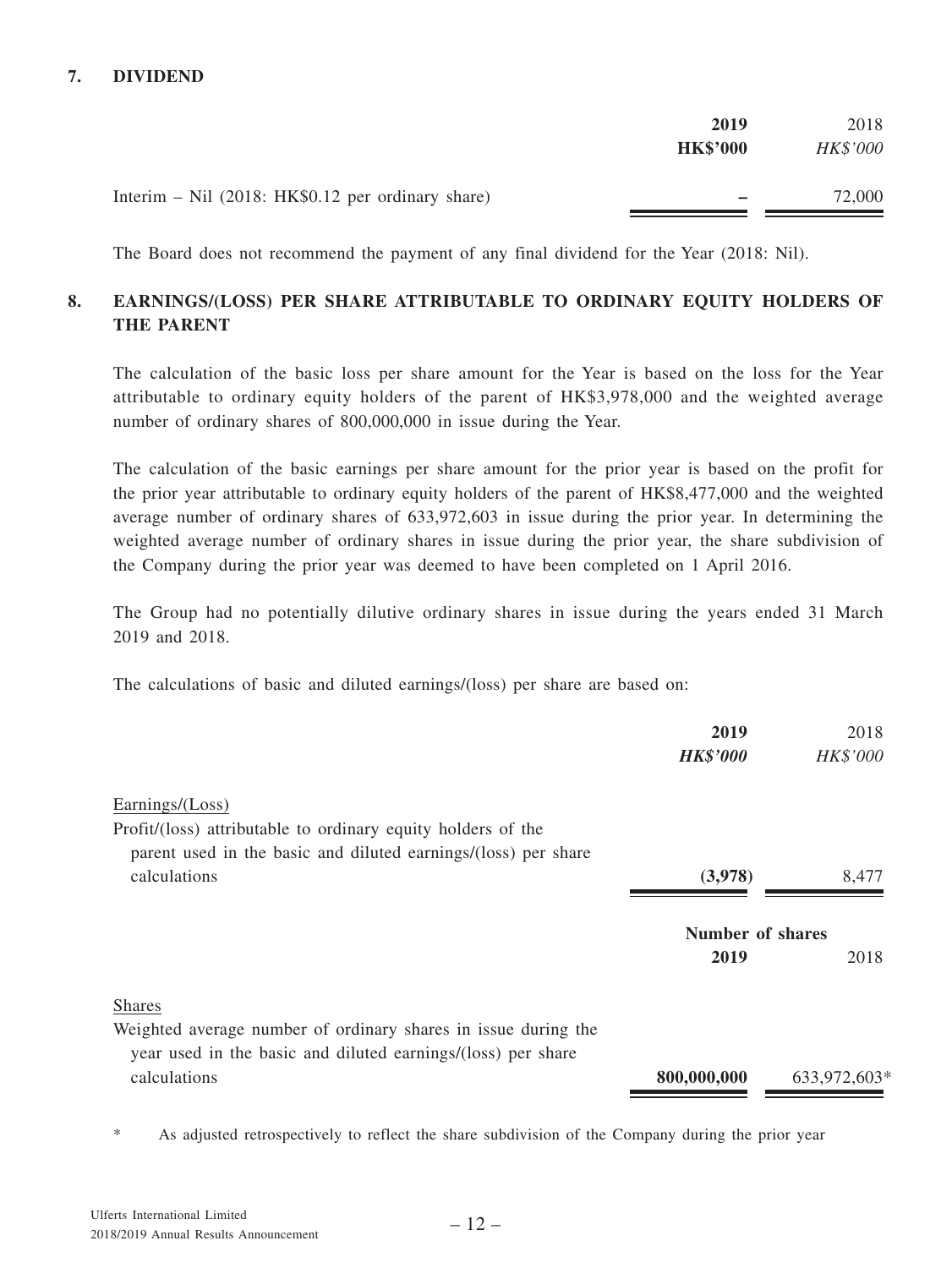## 7. DIVIDEND

| | **2019** | 2018 |
|---|---|---|
| | **HK$'000** | *HK$'000* |
| Interim – Nil (2018: HK$0.12 per ordinary share) | **–** | 72,000 |

The Board does not recommend the payment of any final dividend for the Year (2018: Nil).

## 8. EARNINGS/(LOSS) PER SHARE ATTRIBUTABLE TO ORDINARY EQUITY HOLDERS OF THE PARENT

The calculation of the basic loss per share amount for the Year is based on the loss for the Year attributable to ordinary equity holders of the parent of HK$3,978,000 and the weighted average number of ordinary shares of 800,000,000 in issue during the Year.

The calculation of the basic earnings per share amount for the prior year is based on the profit for the prior year attributable to ordinary equity holders of the parent of HK$8,477,000 and the weighted average number of ordinary shares of 633,972,603 in issue during the prior year. In determining the weighted average number of ordinary shares in issue during the prior year, the share subdivision of the Company during the prior year was deemed to have been completed on 1 April 2016.

The Group had no potentially dilutive ordinary shares in issue during the years ended 31 March 2019 and 2018.

The calculations of basic and diluted earnings/(loss) per share are based on:

| | **2019** | 2018 |
|---|---|---|
| | ***HK$'000*** | *HK$'000* |
| Earnings/(Loss) | | |
| Profit/(loss) attributable to ordinary equity holders of the parent used in the basic and diluted earnings/(loss) per share calculations | **(3,978)** | 8,477 |

| | **Number of shares** | |
|---|---|---|
| | **2019** | 2018 |
| Shares | | |
| Weighted average number of ordinary shares in issue during the year used in the basic and diluted earnings/(loss) per share calculations | **800,000,000** | 633,972,603* |

\* As adjusted retrospectively to reflect the share subdivision of the Company during the prior year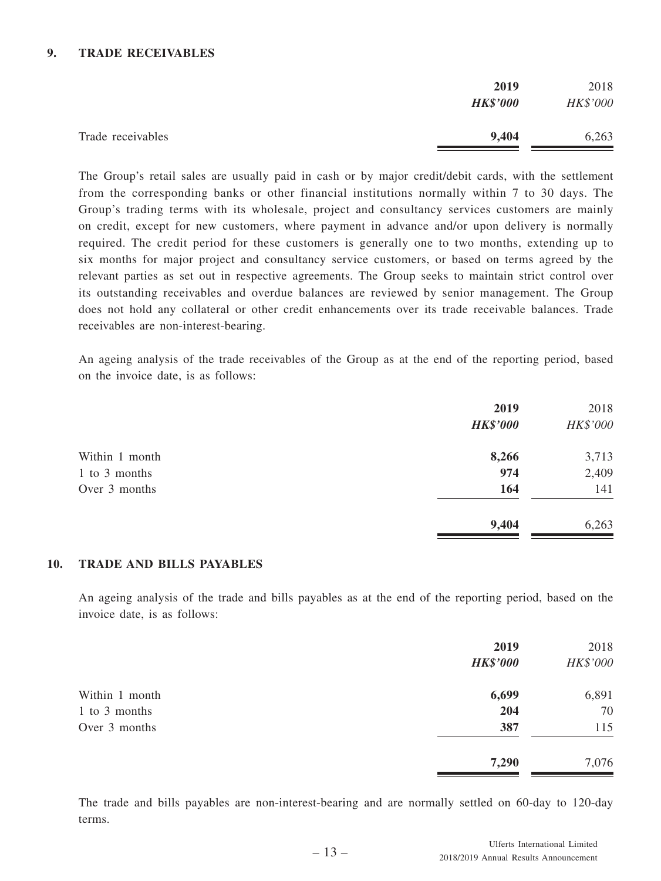## 9. TRADE RECEIVABLES

| | **2019** | 2018 |
|---|---|---|
| | ***HK$'000*** | *HK$'000* |
| Trade receivables | **9,404** | 6,263 |

The Group's retail sales are usually paid in cash or by major credit/debit cards, with the settlement from the corresponding banks or other financial institutions normally within 7 to 30 days. The Group's trading terms with its wholesale, project and consultancy services customers are mainly on credit, except for new customers, where payment in advance and/or upon delivery is normally required. The credit period for these customers is generally one to two months, extending up to six months for major project and consultancy service customers, or based on terms agreed by the relevant parties as set out in respective agreements. The Group seeks to maintain strict control over its outstanding receivables and overdue balances are reviewed by senior management. The Group does not hold any collateral or other credit enhancements over its trade receivable balances. Trade receivables are non-interest-bearing.

An ageing analysis of the trade receivables of the Group as at the end of the reporting period, based on the invoice date, is as follows:

| | **2019** | 2018 |
|---|---|---|
| | ***HK$'000*** | *HK$'000* |
| Within 1 month | **8,266** | 3,713 |
| 1 to 3 months | **974** | 2,409 |
| Over 3 months | **164** | 141 |
| | **9,404** | 6,263 |

## 10. TRADE AND BILLS PAYABLES

An ageing analysis of the trade and bills payables as at the end of the reporting period, based on the invoice date, is as follows:

| | **2019** | 2018 |
|---|---|---|
| | ***HK$'000*** | *HK$'000* |
| Within 1 month | **6,699** | 6,891 |
| 1 to 3 months | **204** | 70 |
| Over 3 months | **387** | 115 |
| | **7,290** | 7,076 |

The trade and bills payables are non-interest-bearing and are normally settled on 60-day to 120-day terms.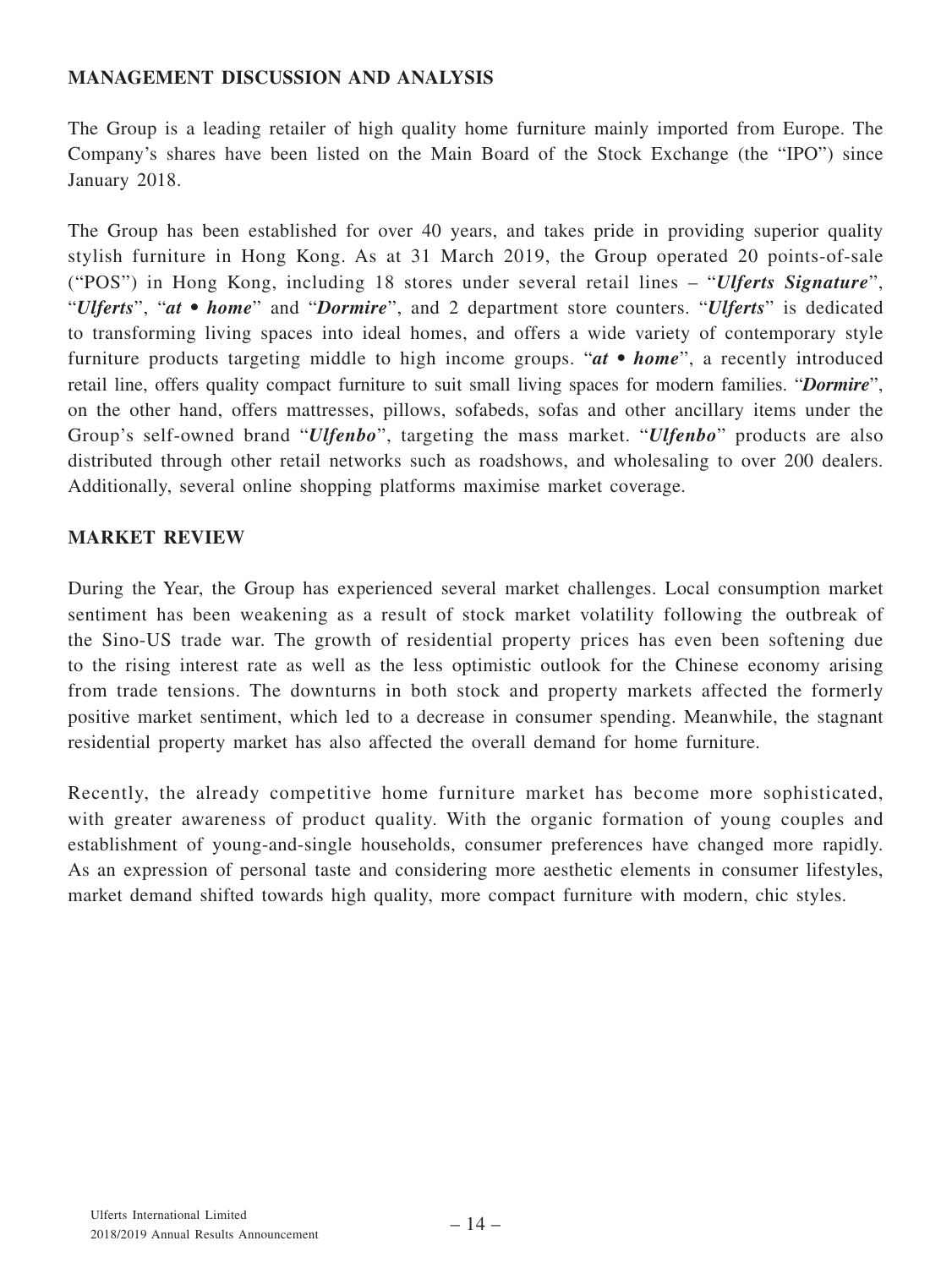## MANAGEMENT DISCUSSION AND ANALYSIS

The Group is a leading retailer of high quality home furniture mainly imported from Europe. The Company's shares have been listed on the Main Board of the Stock Exchange (the "IPO") since January 2018.

The Group has been established for over 40 years, and takes pride in providing superior quality stylish furniture in Hong Kong. As at 31 March 2019, the Group operated 20 points-of-sale ("POS") in Hong Kong, including 18 stores under several retail lines – "***Ulferts Signature***", "***Ulferts***", "***at • home***" and "***Dormire***", and 2 department store counters. "***Ulferts***" is dedicated to transforming living spaces into ideal homes, and offers a wide variety of contemporary style furniture products targeting middle to high income groups. "***at • home***", a recently introduced retail line, offers quality compact furniture to suit small living spaces for modern families. "***Dormire***", on the other hand, offers mattresses, pillows, sofabeds, sofas and other ancillary items under the Group's self-owned brand "***Ulfenbo***", targeting the mass market. "***Ulfenbo***" products are also distributed through other retail networks such as roadshows, and wholesaling to over 200 dealers. Additionally, several online shopping platforms maximise market coverage.

## MARKET REVIEW

During the Year, the Group has experienced several market challenges. Local consumption market sentiment has been weakening as a result of stock market volatility following the outbreak of the Sino-US trade war. The growth of residential property prices has even been softening due to the rising interest rate as well as the less optimistic outlook for the Chinese economy arising from trade tensions. The downturns in both stock and property markets affected the formerly positive market sentiment, which led to a decrease in consumer spending. Meanwhile, the stagnant residential property market has also affected the overall demand for home furniture.

Recently, the already competitive home furniture market has become more sophisticated, with greater awareness of product quality. With the organic formation of young couples and establishment of young-and-single households, consumer preferences have changed more rapidly. As an expression of personal taste and considering more aesthetic elements in consumer lifestyles, market demand shifted towards high quality, more compact furniture with modern, chic styles.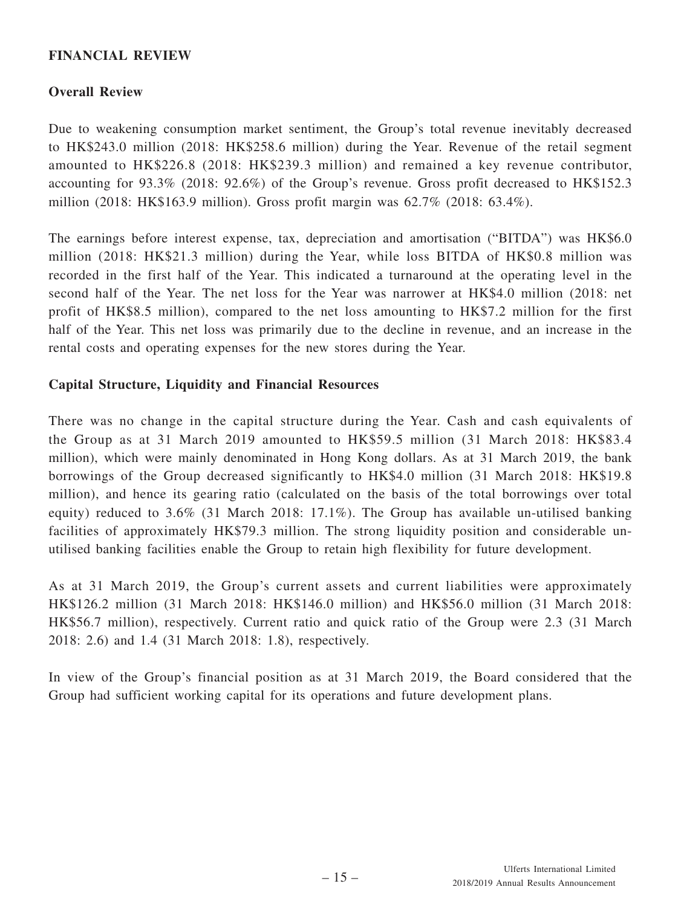## FINANCIAL REVIEW

### Overall Review

Due to weakening consumption market sentiment, the Group's total revenue inevitably decreased to HK$243.0 million (2018: HK$258.6 million) during the Year. Revenue of the retail segment amounted to HK$226.8 (2018: HK$239.3 million) and remained a key revenue contributor, accounting for 93.3% (2018: 92.6%) of the Group's revenue. Gross profit decreased to HK$152.3 million (2018: HK$163.9 million). Gross profit margin was 62.7% (2018: 63.4%).

The earnings before interest expense, tax, depreciation and amortisation ("BITDA") was HK$6.0 million (2018: HK$21.3 million) during the Year, while loss BITDA of HK$0.8 million was recorded in the first half of the Year. This indicated a turnaround at the operating level in the second half of the Year. The net loss for the Year was narrower at HK$4.0 million (2018: net profit of HK$8.5 million), compared to the net loss amounting to HK$7.2 million for the first half of the Year. This net loss was primarily due to the decline in revenue, and an increase in the rental costs and operating expenses for the new stores during the Year.

### Capital Structure, Liquidity and Financial Resources

There was no change in the capital structure during the Year. Cash and cash equivalents of the Group as at 31 March 2019 amounted to HK$59.5 million (31 March 2018: HK$83.4 million), which were mainly denominated in Hong Kong dollars. As at 31 March 2019, the bank borrowings of the Group decreased significantly to HK$4.0 million (31 March 2018: HK$19.8 million), and hence its gearing ratio (calculated on the basis of the total borrowings over total equity) reduced to 3.6% (31 March 2018: 17.1%). The Group has available un-utilised banking facilities of approximately HK$79.3 million. The strong liquidity position and considerable un-utilised banking facilities enable the Group to retain high flexibility for future development.

As at 31 March 2019, the Group's current assets and current liabilities were approximately HK$126.2 million (31 March 2018: HK$146.0 million) and HK$56.0 million (31 March 2018: HK$56.7 million), respectively. Current ratio and quick ratio of the Group were 2.3 (31 March 2018: 2.6) and 1.4 (31 March 2018: 1.8), respectively.

In view of the Group's financial position as at 31 March 2019, the Board considered that the Group had sufficient working capital for its operations and future development plans.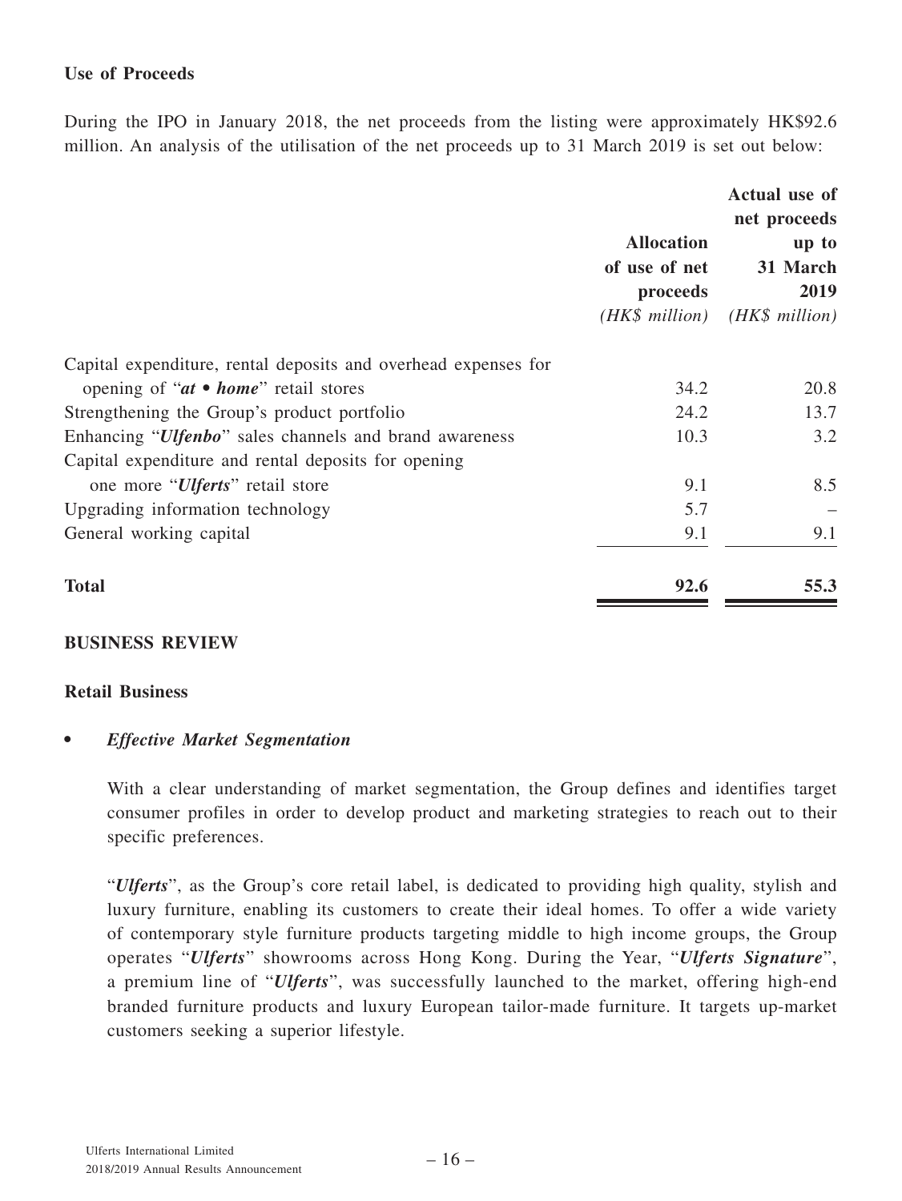### Use of Proceeds

During the IPO in January 2018, the net proceeds from the listing were approximately HK$92.6 million. An analysis of the utilisation of the net proceeds up to 31 March 2019 is set out below:

| | Allocation of use of net proceeds *(HK$ million)* | Actual use of net proceeds up to 31 March 2019 *(HK$ million)* |
|---|---|---|
| Capital expenditure, rental deposits and overhead expenses for opening of "***at • home***" retail stores | 34.2 | 20.8 |
| Strengthening the Group's product portfolio | 24.2 | 13.7 |
| Enhancing "***Ulfenbo***" sales channels and brand awareness | 10.3 | 3.2 |
| Capital expenditure and rental deposits for opening one more "***Ulferts***" retail store | 9.1 | 8.5 |
| Upgrading information technology | 5.7 | – |
| General working capital | 9.1 | 9.1 |
| **Total** | **92.6** | **55.3** |

## BUSINESS REVIEW

### Retail Business

- ***Effective Market Segmentation***

  With a clear understanding of market segmentation, the Group defines and identifies target consumer profiles in order to develop product and marketing strategies to reach out to their specific preferences.

  "***Ulferts***", as the Group's core retail label, is dedicated to providing high quality, stylish and luxury furniture, enabling its customers to create their ideal homes. To offer a wide variety of contemporary style furniture products targeting middle to high income groups, the Group operates "***Ulferts***" showrooms across Hong Kong. During the Year, "***Ulferts Signature***", a premium line of "***Ulferts***", was successfully launched to the market, offering high-end branded furniture products and luxury European tailor-made furniture. It targets up-market customers seeking a superior lifestyle.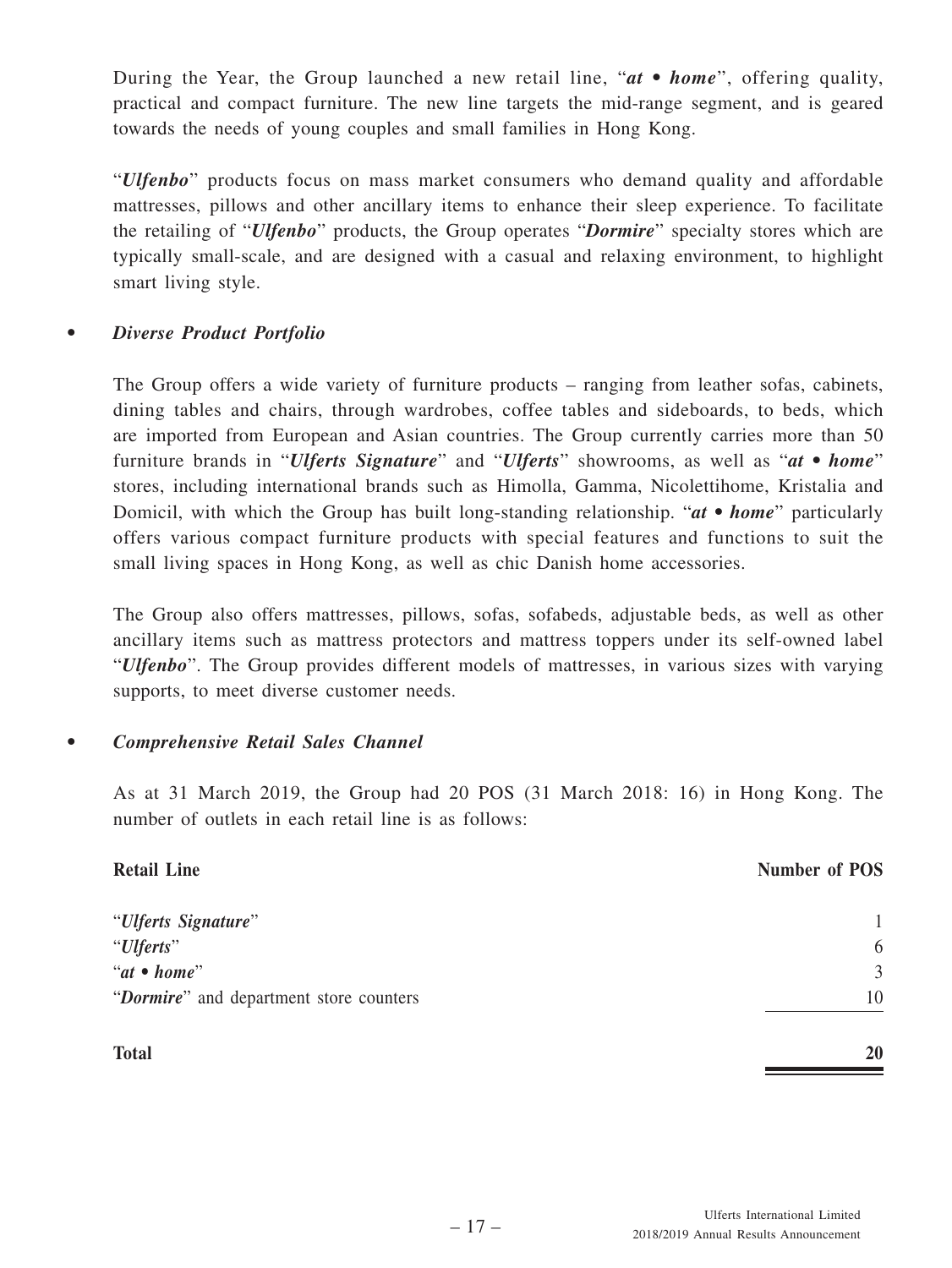During the Year, the Group launched a new retail line, "*at • home*", offering quality, practical and compact furniture. The new line targets the mid-range segment, and is geared towards the needs of young couples and small families in Hong Kong.

"*Ulfenbo*" products focus on mass market consumers who demand quality and affordable mattresses, pillows and other ancillary items to enhance their sleep experience. To facilitate the retailing of "*Ulfenbo*" products, the Group operates "*Dormire*" specialty stores which are typically small-scale, and are designed with a casual and relaxing environment, to highlight smart living style.

- ***Diverse Product Portfolio***

  The Group offers a wide variety of furniture products – ranging from leather sofas, cabinets, dining tables and chairs, through wardrobes, coffee tables and sideboards, to beds, which are imported from European and Asian countries. The Group currently carries more than 50 furniture brands in "*Ulferts Signature*" and "*Ulferts*" showrooms, as well as "*at • home*" stores, including international brands such as Himolla, Gamma, Nicolettihome, Kristalia and Domicil, with which the Group has built long-standing relationship. "*at • home*" particularly offers various compact furniture products with special features and functions to suit the small living spaces in Hong Kong, as well as chic Danish home accessories.

  The Group also offers mattresses, pillows, sofas, sofabeds, adjustable beds, as well as other ancillary items such as mattress protectors and mattress toppers under its self-owned label "*Ulfenbo*". The Group provides different models of mattresses, in various sizes with varying supports, to meet diverse customer needs.

- ***Comprehensive Retail Sales Channel***

  As at 31 March 2019, the Group had 20 POS (31 March 2018: 16) in Hong Kong. The number of outlets in each retail line is as follows:

| Retail Line | Number of POS |
|---|---|
| "*Ulferts Signature*" | 1 |
| "*Ulferts*" | 6 |
| "*at • home*" | 3 |
| "*Dormire*" and department store counters | 10 |
| **Total** | **20** |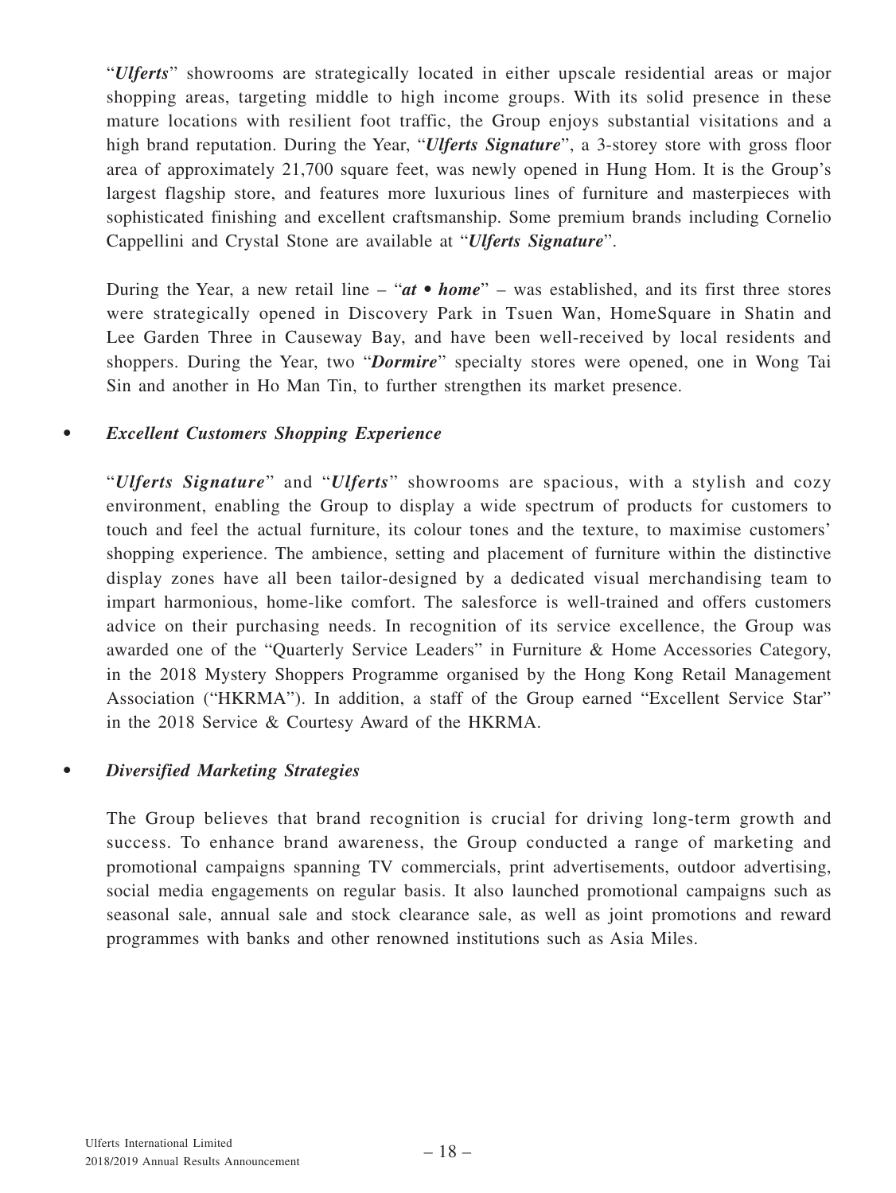"***Ulferts***" showrooms are strategically located in either upscale residential areas or major shopping areas, targeting middle to high income groups. With its solid presence in these mature locations with resilient foot traffic, the Group enjoys substantial visitations and a high brand reputation. During the Year, "***Ulferts Signature***", a 3-storey store with gross floor area of approximately 21,700 square feet, was newly opened in Hung Hom. It is the Group's largest flagship store, and features more luxurious lines of furniture and masterpieces with sophisticated finishing and excellent craftsmanship. Some premium brands including Cornelio Cappellini and Crystal Stone are available at "***Ulferts Signature***".

During the Year, a new retail line – "***at • home***" – was established, and its first three stores were strategically opened in Discovery Park in Tsuen Wan, HomeSquare in Shatin and Lee Garden Three in Causeway Bay, and have been well-received by local residents and shoppers. During the Year, two "***Dormire***" specialty stores were opened, one in Wong Tai Sin and another in Ho Man Tin, to further strengthen its market presence.

- ***Excellent Customers Shopping Experience***

  "***Ulferts Signature***" and "***Ulferts***" showrooms are spacious, with a stylish and cozy environment, enabling the Group to display a wide spectrum of products for customers to touch and feel the actual furniture, its colour tones and the texture, to maximise customers' shopping experience. The ambience, setting and placement of furniture within the distinctive display zones have all been tailor-designed by a dedicated visual merchandising team to impart harmonious, home-like comfort. The salesforce is well-trained and offers customers advice on their purchasing needs. In recognition of its service excellence, the Group was awarded one of the "Quarterly Service Leaders" in Furniture & Home Accessories Category, in the 2018 Mystery Shoppers Programme organised by the Hong Kong Retail Management Association ("HKRMA"). In addition, a staff of the Group earned "Excellent Service Star" in the 2018 Service & Courtesy Award of the HKRMA.

- ***Diversified Marketing Strategies***

  The Group believes that brand recognition is crucial for driving long-term growth and success. To enhance brand awareness, the Group conducted a range of marketing and promotional campaigns spanning TV commercials, print advertisements, outdoor advertising, social media engagements on regular basis. It also launched promotional campaigns such as seasonal sale, annual sale and stock clearance sale, as well as joint promotions and reward programmes with banks and other renowned institutions such as Asia Miles.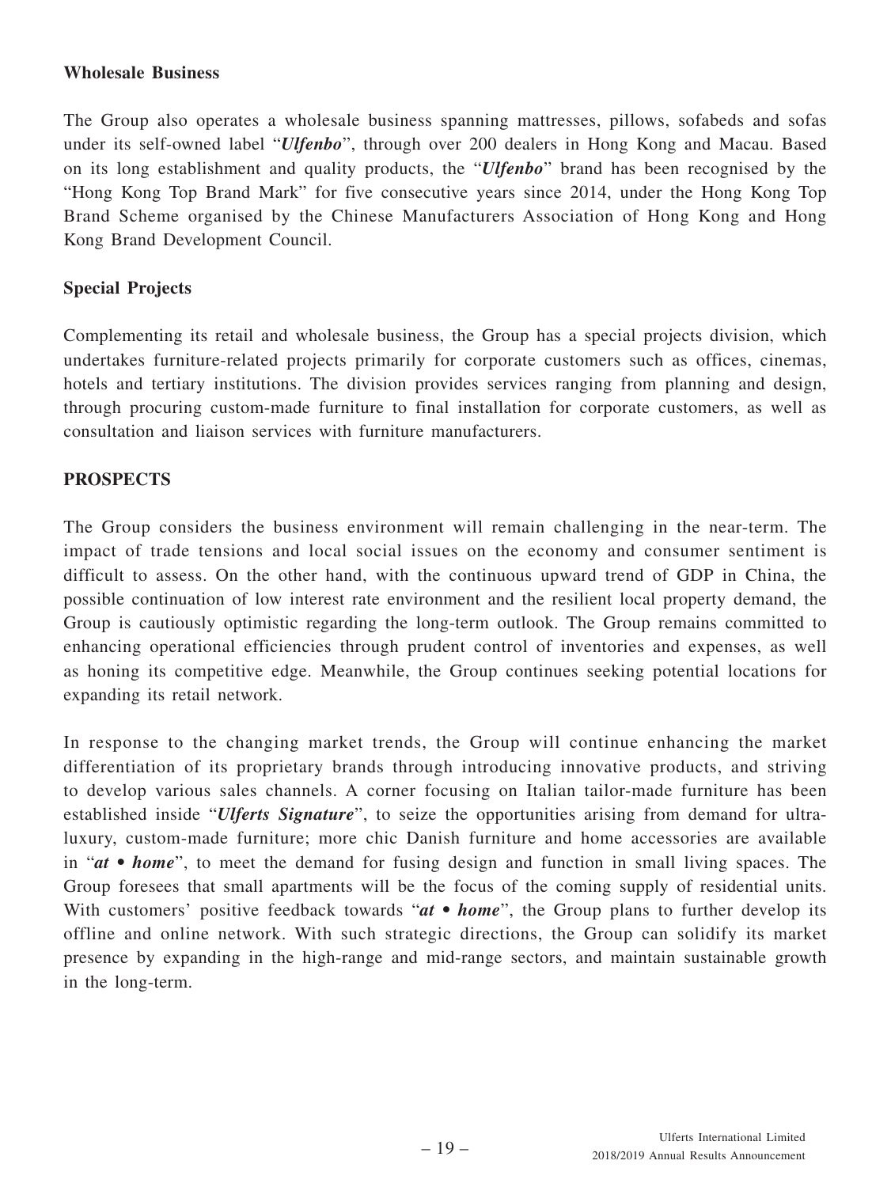**Wholesale Business**

The Group also operates a wholesale business spanning mattresses, pillows, sofabeds and sofas under its self-owned label "***Ulfenbo***", through over 200 dealers in Hong Kong and Macau. Based on its long establishment and quality products, the "***Ulfenbo***" brand has been recognised by the "Hong Kong Top Brand Mark" for five consecutive years since 2014, under the Hong Kong Top Brand Scheme organised by the Chinese Manufacturers Association of Hong Kong and Hong Kong Brand Development Council.

**Special Projects**

Complementing its retail and wholesale business, the Group has a special projects division, which undertakes furniture-related projects primarily for corporate customers such as offices, cinemas, hotels and tertiary institutions. The division provides services ranging from planning and design, through procuring custom-made furniture to final installation for corporate customers, as well as consultation and liaison services with furniture manufacturers.

**PROSPECTS**

The Group considers the business environment will remain challenging in the near-term. The impact of trade tensions and local social issues on the economy and consumer sentiment is difficult to assess. On the other hand, with the continuous upward trend of GDP in China, the possible continuation of low interest rate environment and the resilient local property demand, the Group is cautiously optimistic regarding the long-term outlook. The Group remains committed to enhancing operational efficiencies through prudent control of inventories and expenses, as well as honing its competitive edge. Meanwhile, the Group continues seeking potential locations for expanding its retail network.

In response to the changing market trends, the Group will continue enhancing the market differentiation of its proprietary brands through introducing innovative products, and striving to develop various sales channels. A corner focusing on Italian tailor-made furniture has been established inside "***Ulferts Signature***", to seize the opportunities arising from demand for ultra-luxury, custom-made furniture; more chic Danish furniture and home accessories are available in "***at • home***", to meet the demand for fusing design and function in small living spaces. The Group foresees that small apartments will be the focus of the coming supply of residential units. With customers' positive feedback towards "***at • home***", the Group plans to further develop its offline and online network. With such strategic directions, the Group can solidify its market presence by expanding in the high-range and mid-range sectors, and maintain sustainable growth in the long-term.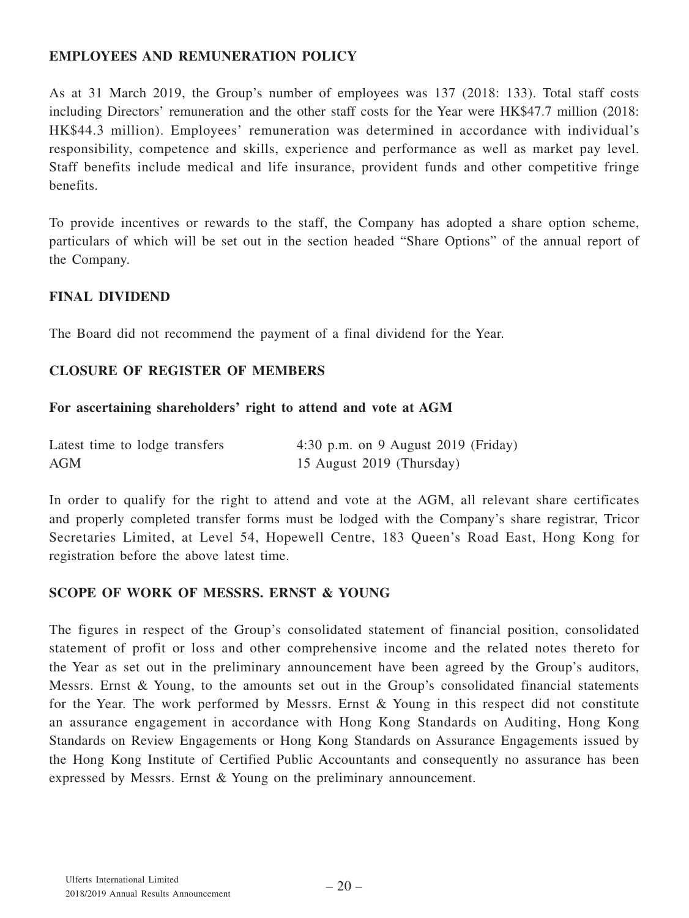## EMPLOYEES AND REMUNERATION POLICY

As at 31 March 2019, the Group's number of employees was 137 (2018: 133). Total staff costs including Directors' remuneration and the other staff costs for the Year were HK$47.7 million (2018: HK$44.3 million). Employees' remuneration was determined in accordance with individual's responsibility, competence and skills, experience and performance as well as market pay level. Staff benefits include medical and life insurance, provident funds and other competitive fringe benefits.

To provide incentives or rewards to the staff, the Company has adopted a share option scheme, particulars of which will be set out in the section headed "Share Options" of the annual report of the Company.

## FINAL DIVIDEND

The Board did not recommend the payment of a final dividend for the Year.

## CLOSURE OF REGISTER OF MEMBERS

### For ascertaining shareholders' right to attend and vote at AGM

| | |
|---|---|
| Latest time to lodge transfers | 4:30 p.m. on 9 August 2019 (Friday) |
| AGM | 15 August 2019 (Thursday) |

In order to qualify for the right to attend and vote at the AGM, all relevant share certificates and properly completed transfer forms must be lodged with the Company's share registrar, Tricor Secretaries Limited, at Level 54, Hopewell Centre, 183 Queen's Road East, Hong Kong for registration before the above latest time.

## SCOPE OF WORK OF MESSRS. ERNST & YOUNG

The figures in respect of the Group's consolidated statement of financial position, consolidated statement of profit or loss and other comprehensive income and the related notes thereto for the Year as set out in the preliminary announcement have been agreed by the Group's auditors, Messrs. Ernst & Young, to the amounts set out in the Group's consolidated financial statements for the Year. The work performed by Messrs. Ernst & Young in this respect did not constitute an assurance engagement in accordance with Hong Kong Standards on Auditing, Hong Kong Standards on Review Engagements or Hong Kong Standards on Assurance Engagements issued by the Hong Kong Institute of Certified Public Accountants and consequently no assurance has been expressed by Messrs. Ernst & Young on the preliminary announcement.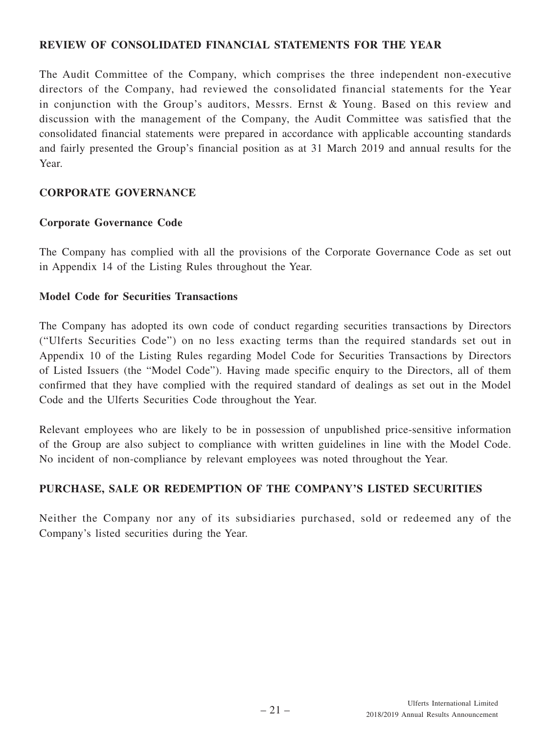## REVIEW OF CONSOLIDATED FINANCIAL STATEMENTS FOR THE YEAR

The Audit Committee of the Company, which comprises the three independent non-executive directors of the Company, had reviewed the consolidated financial statements for the Year in conjunction with the Group's auditors, Messrs. Ernst & Young. Based on this review and discussion with the management of the Company, the Audit Committee was satisfied that the consolidated financial statements were prepared in accordance with applicable accounting standards and fairly presented the Group's financial position as at 31 March 2019 and annual results for the Year.

## CORPORATE GOVERNANCE

### Corporate Governance Code

The Company has complied with all the provisions of the Corporate Governance Code as set out in Appendix 14 of the Listing Rules throughout the Year.

### Model Code for Securities Transactions

The Company has adopted its own code of conduct regarding securities transactions by Directors ("Ulferts Securities Code") on no less exacting terms than the required standards set out in Appendix 10 of the Listing Rules regarding Model Code for Securities Transactions by Directors of Listed Issuers (the "Model Code"). Having made specific enquiry to the Directors, all of them confirmed that they have complied with the required standard of dealings as set out in the Model Code and the Ulferts Securities Code throughout the Year.

Relevant employees who are likely to be in possession of unpublished price-sensitive information of the Group are also subject to compliance with written guidelines in line with the Model Code. No incident of non-compliance by relevant employees was noted throughout the Year.

## PURCHASE, SALE OR REDEMPTION OF THE COMPANY'S LISTED SECURITIES

Neither the Company nor any of its subsidiaries purchased, sold or redeemed any of the Company's listed securities during the Year.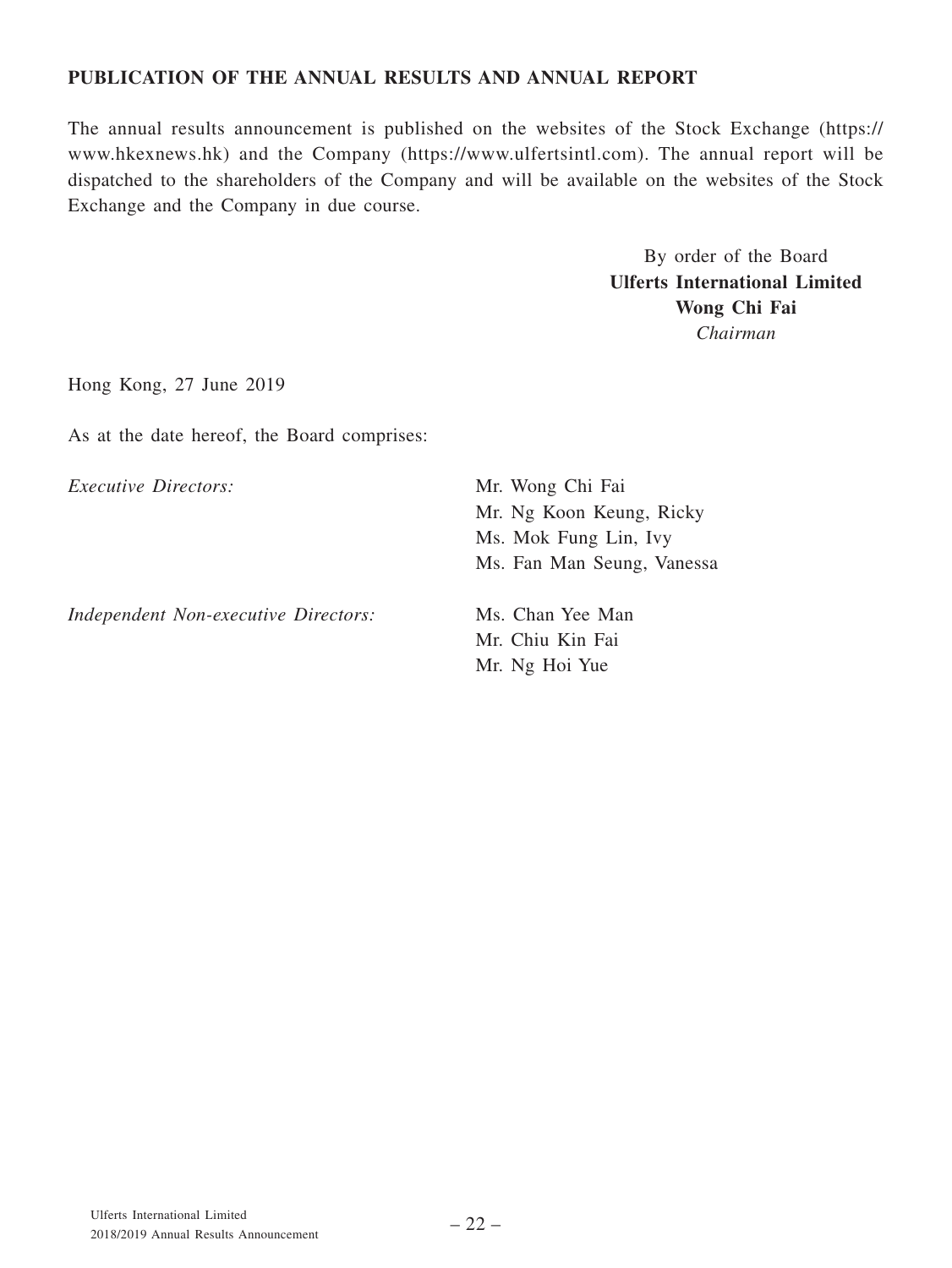## PUBLICATION OF THE ANNUAL RESULTS AND ANNUAL REPORT

The annual results announcement is published on the websites of the Stock Exchange (https://www.hkexnews.hk) and the Company (https://www.ulfertsintl.com). The annual report will be dispatched to the shareholders of the Company and will be available on the websites of the Stock Exchange and the Company in due course.

By order of the Board
**Ulferts International Limited**
**Wong Chi Fai**
*Chairman*

Hong Kong, 27 June 2019

As at the date hereof, the Board comprises:

| | |
|---|---|
| *Executive Directors:* | Mr. Wong Chi Fai<br>Mr. Ng Koon Keung, Ricky<br>Ms. Mok Fung Lin, Ivy<br>Ms. Fan Man Seung, Vanessa |
| *Independent Non-executive Directors:* | Ms. Chan Yee Man<br>Mr. Chiu Kin Fai<br>Mr. Ng Hoi Yue |